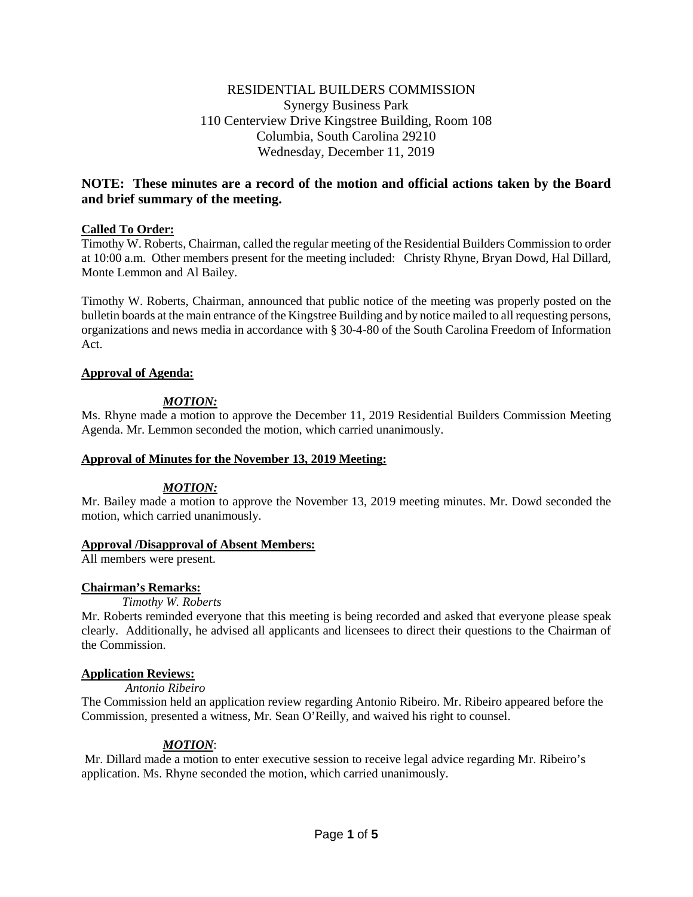RESIDENTIAL BUILDERS COMMISSION
Synergy Business Park
110 Centerview Drive Kingstree Building, Room 108
Columbia, South Carolina 29210
Wednesday, December 11, 2019

**NOTE: These minutes are a record of the motion and official actions taken by the Board and brief summary of the meeting.**

**Called To Order:**

Timothy W. Roberts, Chairman, called the regular meeting of the Residential Builders Commission to order at 10:00 a.m. Other members present for the meeting included: Christy Rhyne, Bryan Dowd, Hal Dillard, Monte Lemmon and Al Bailey.

Timothy W. Roberts, Chairman, announced that public notice of the meeting was properly posted on the bulletin boards at the main entrance of the Kingstree Building and by notice mailed to all requesting persons, organizations and news media in accordance with § 30-4-80 of the South Carolina Freedom of Information Act.

**Approval of Agenda:**

***MOTION:***

Ms. Rhyne made a motion to approve the December 11, 2019 Residential Builders Commission Meeting Agenda. Mr. Lemmon seconded the motion, which carried unanimously.

**Approval of Minutes for the November 13, 2019 Meeting:**

***MOTION:***

Mr. Bailey made a motion to approve the November 13, 2019 meeting minutes. Mr. Dowd seconded the motion, which carried unanimously.

**Approval /Disapproval of Absent Members:**

All members were present.

**Chairman's Remarks:**

*Timothy W. Roberts*

Mr. Roberts reminded everyone that this meeting is being recorded and asked that everyone please speak clearly. Additionally, he advised all applicants and licensees to direct their questions to the Chairman of the Commission.

**Application Reviews:**

*Antonio Ribeiro*

The Commission held an application review regarding Antonio Ribeiro. Mr. Ribeiro appeared before the Commission, presented a witness, Mr. Sean O'Reilly, and waived his right to counsel.

***MOTION:***

Mr. Dillard made a motion to enter executive session to receive legal advice regarding Mr. Ribeiro's application. Ms. Rhyne seconded the motion, which carried unanimously.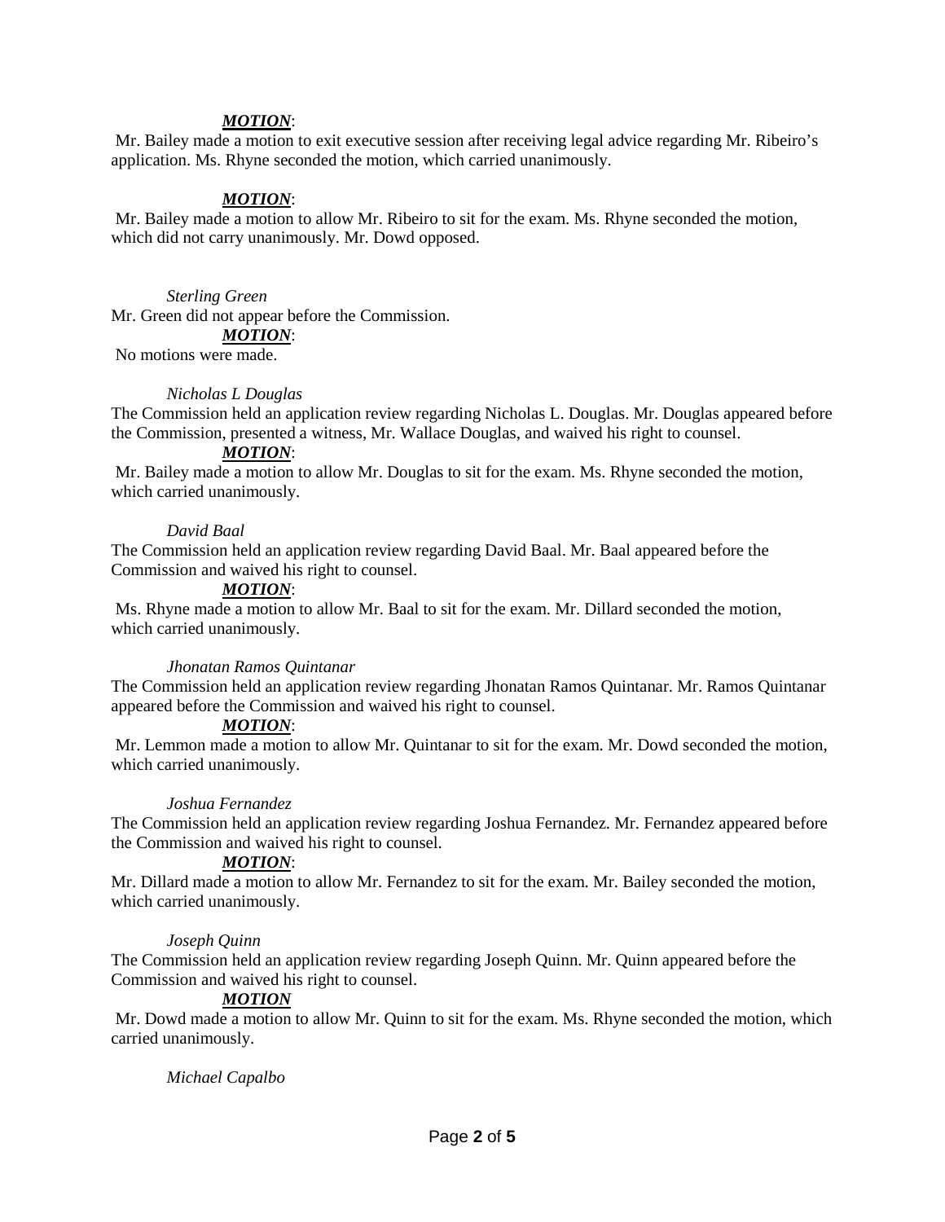***MOTION***:

Mr. Bailey made a motion to exit executive session after receiving legal advice regarding Mr. Ribeiro's application. Ms. Rhyne seconded the motion, which carried unanimously.

***MOTION***:

Mr. Bailey made a motion to allow Mr. Ribeiro to sit for the exam. Ms. Rhyne seconded the motion, which did not carry unanimously. Mr. Dowd opposed.

*Sterling Green*

Mr. Green did not appear before the Commission.

***MOTION***:

No motions were made.

*Nicholas L Douglas*

The Commission held an application review regarding Nicholas L. Douglas. Mr. Douglas appeared before the Commission, presented a witness, Mr. Wallace Douglas, and waived his right to counsel.

***MOTION***:

Mr. Bailey made a motion to allow Mr. Douglas to sit for the exam. Ms. Rhyne seconded the motion, which carried unanimously.

*David Baal*

The Commission held an application review regarding David Baal. Mr. Baal appeared before the Commission and waived his right to counsel.

***MOTION***:

Ms. Rhyne made a motion to allow Mr. Baal to sit for the exam. Mr. Dillard seconded the motion, which carried unanimously.

*Jhonatan Ramos Quintanar*

The Commission held an application review regarding Jhonatan Ramos Quintanar. Mr. Ramos Quintanar appeared before the Commission and waived his right to counsel.

***MOTION***:

Mr. Lemmon made a motion to allow Mr. Quintanar to sit for the exam. Mr. Dowd seconded the motion, which carried unanimously.

*Joshua Fernandez*

The Commission held an application review regarding Joshua Fernandez. Mr. Fernandez appeared before the Commission and waived his right to counsel.

***MOTION***:

Mr. Dillard made a motion to allow Mr. Fernandez to sit for the exam. Mr. Bailey seconded the motion, which carried unanimously.

*Joseph Quinn*

The Commission held an application review regarding Joseph Quinn. Mr. Quinn appeared before the Commission and waived his right to counsel.

***MOTION***

Mr. Dowd made a motion to allow Mr. Quinn to sit for the exam. Ms. Rhyne seconded the motion, which carried unanimously.

*Michael Capalbo*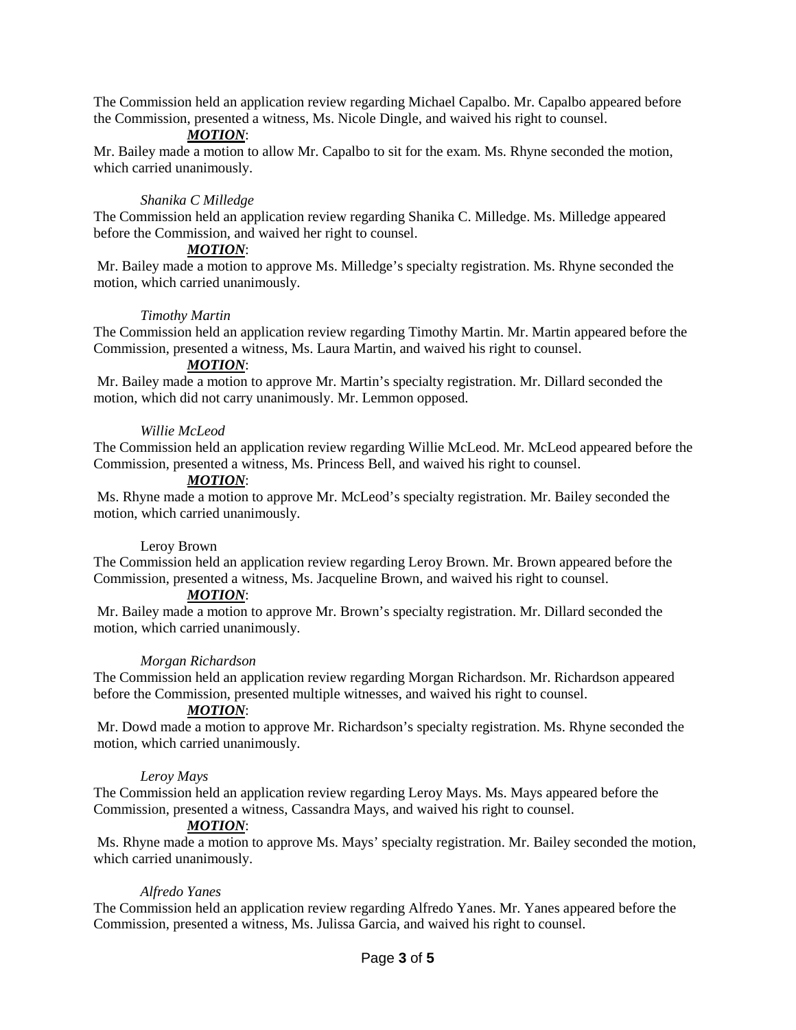The Commission held an application review regarding Michael Capalbo. Mr. Capalbo appeared before the Commission, presented a witness, Ms. Nicole Dingle, and waived his right to counsel.

***MOTION***:

Mr. Bailey made a motion to allow Mr. Capalbo to sit for the exam. Ms. Rhyne seconded the motion, which carried unanimously.

*Shanika C Milledge*

The Commission held an application review regarding Shanika C. Milledge. Ms. Milledge appeared before the Commission, and waived her right to counsel.

***MOTION***:

Mr. Bailey made a motion to approve Ms. Milledge's specialty registration. Ms. Rhyne seconded the motion, which carried unanimously.

*Timothy Martin*

The Commission held an application review regarding Timothy Martin. Mr. Martin appeared before the Commission, presented a witness, Ms. Laura Martin, and waived his right to counsel.

***MOTION***:

Mr. Bailey made a motion to approve Mr. Martin's specialty registration. Mr. Dillard seconded the motion, which did not carry unanimously. Mr. Lemmon opposed.

*Willie McLeod*

The Commission held an application review regarding Willie McLeod. Mr. McLeod appeared before the Commission, presented a witness, Ms. Princess Bell, and waived his right to counsel.

***MOTION***:

Ms. Rhyne made a motion to approve Mr. McLeod's specialty registration. Mr. Bailey seconded the motion, which carried unanimously.

Leroy Brown

The Commission held an application review regarding Leroy Brown. Mr. Brown appeared before the Commission, presented a witness, Ms. Jacqueline Brown, and waived his right to counsel.

***MOTION***:

Mr. Bailey made a motion to approve Mr. Brown's specialty registration. Mr. Dillard seconded the motion, which carried unanimously.

*Morgan Richardson*

The Commission held an application review regarding Morgan Richardson. Mr. Richardson appeared before the Commission, presented multiple witnesses, and waived his right to counsel.

***MOTION***:

Mr. Dowd made a motion to approve Mr. Richardson's specialty registration. Ms. Rhyne seconded the motion, which carried unanimously.

*Leroy Mays*

The Commission held an application review regarding Leroy Mays. Ms. Mays appeared before the Commission, presented a witness, Cassandra Mays, and waived his right to counsel.

***MOTION***:

Ms. Rhyne made a motion to approve Ms. Mays' specialty registration. Mr. Bailey seconded the motion, which carried unanimously.

*Alfredo Yanes*

The Commission held an application review regarding Alfredo Yanes. Mr. Yanes appeared before the Commission, presented a witness, Ms. Julissa Garcia, and waived his right to counsel.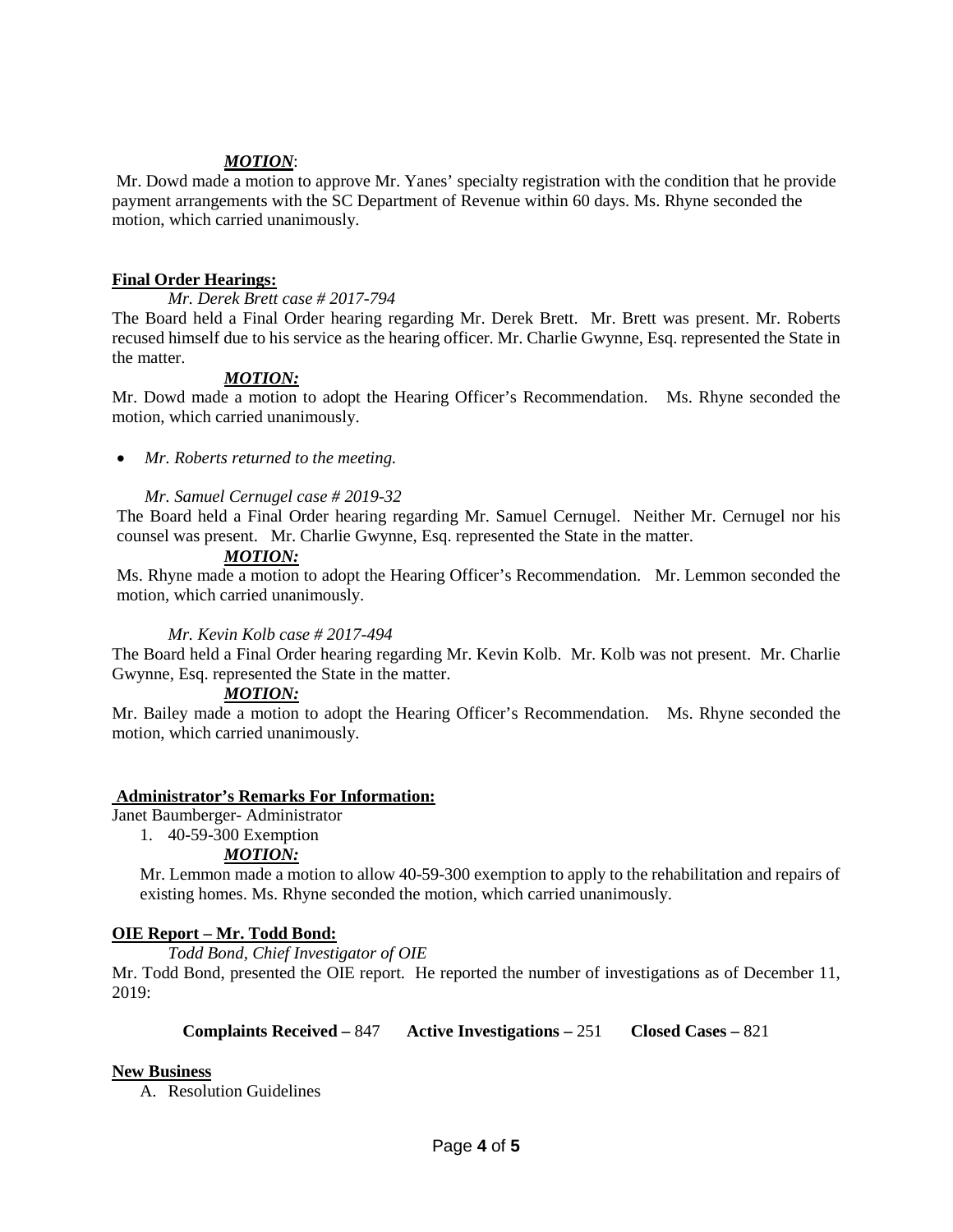***MOTION***:

Mr. Dowd made a motion to approve Mr. Yanes' specialty registration with the condition that he provide payment arrangements with the SC Department of Revenue within 60 days. Ms. Rhyne seconded the motion, which carried unanimously.

**Final Order Hearings:**

*Mr. Derek Brett case # 2017-794*

The Board held a Final Order hearing regarding Mr. Derek Brett. Mr. Brett was present. Mr. Roberts recused himself due to his service as the hearing officer. Mr. Charlie Gwynne, Esq. represented the State in the matter.

***MOTION:***

Mr. Dowd made a motion to adopt the Hearing Officer's Recommendation. Ms. Rhyne seconded the motion, which carried unanimously.

- *Mr. Roberts returned to the meeting.*

*Mr. Samuel Cernugel case # 2019-32*

The Board held a Final Order hearing regarding Mr. Samuel Cernugel. Neither Mr. Cernugel nor his counsel was present. Mr. Charlie Gwynne, Esq. represented the State in the matter.

***MOTION:***

Ms. Rhyne made a motion to adopt the Hearing Officer's Recommendation. Mr. Lemmon seconded the motion, which carried unanimously.

*Mr. Kevin Kolb case # 2017-494*

The Board held a Final Order hearing regarding Mr. Kevin Kolb. Mr. Kolb was not present. Mr. Charlie Gwynne, Esq. represented the State in the matter.

***MOTION:***

Mr. Bailey made a motion to adopt the Hearing Officer's Recommendation. Ms. Rhyne seconded the motion, which carried unanimously.

**Administrator's Remarks For Information:**

Janet Baumberger- Administrator

1. 40-59-300 Exemption

   ***MOTION:***

   Mr. Lemmon made a motion to allow 40-59-300 exemption to apply to the rehabilitation and repairs of existing homes. Ms. Rhyne seconded the motion, which carried unanimously.

**OIE Report – Mr. Todd Bond:**

*Todd Bond, Chief Investigator of OIE*

Mr. Todd Bond, presented the OIE report. He reported the number of investigations as of December 11, 2019:

**Complaints Received –** 847 **Active Investigations –** 251 **Closed Cases –** 821

**New Business**

A. Resolution Guidelines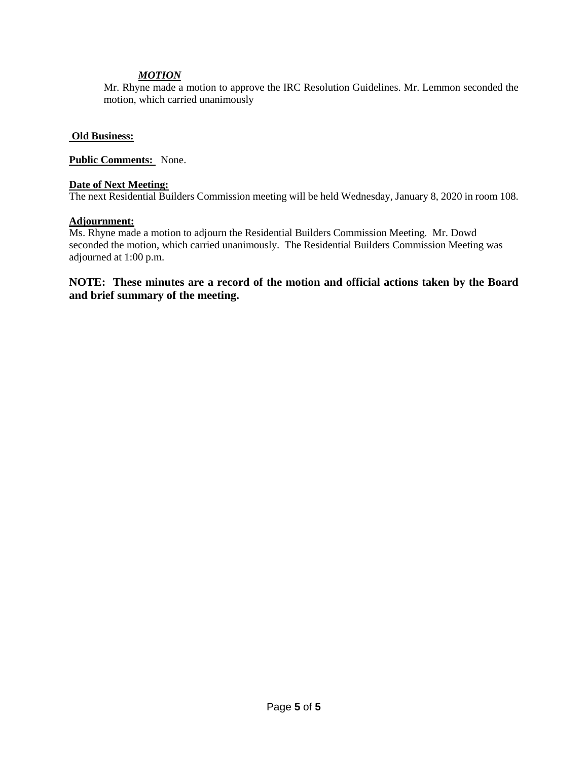***MOTION***

Mr. Rhyne made a motion to approve the IRC Resolution Guidelines. Mr. Lemmon seconded the motion, which carried unanimously

**Old Business:**

**Public Comments:** None.

**Date of Next Meeting:**

The next Residential Builders Commission meeting will be held Wednesday, January 8, 2020 in room 108.

**Adjournment:**

Ms. Rhyne made a motion to adjourn the Residential Builders Commission Meeting. Mr. Dowd seconded the motion, which carried unanimously. The Residential Builders Commission Meeting was adjourned at 1:00 p.m.

**NOTE: These minutes are a record of the motion and official actions taken by the Board and brief summary of the meeting.**